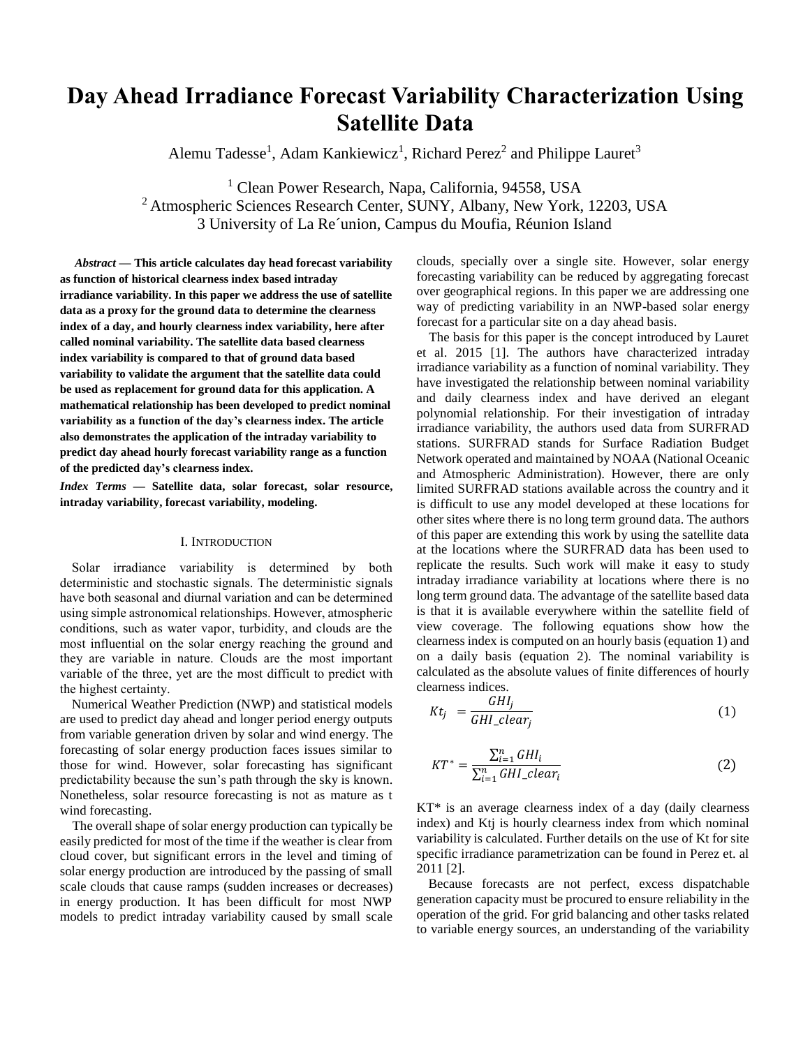# Day Ahead Irradiance Forecast Variability Characterization Using Satellite Data

Alemu Tadesse[1], Adam Kankiewicz[1], Richard Perez[2] and Philippe Lauret[3]

[1] Clean Power Research, Napa, California, 94558, USA
[2] Atmospheric Sciences Research Center, SUNY, Albany, New York, 12203, USA
3 University of La Re´union, Campus du Moufia, Réunion Island

***Abstract* — This article calculates day head forecast variability as function of historical clearness index based intraday irradiance variability. In this paper we address the use of satellite data as a proxy for the ground data to determine the clearness index of a day, and hourly clearness index variability, here after called nominal variability. The satellite data based clearness index variability is compared to that of ground data based variability to validate the argument that the satellite data could be used as replacement for ground data for this application. A mathematical relationship has been developed to predict nominal variability as a function of the day's clearness index. The article also demonstrates the application of the intraday variability to predict day ahead hourly forecast variability range as a function of the predicted day's clearness index.**

***Index Terms* — Satellite data, solar forecast, solar resource, intraday variability, forecast variability, modeling.**

## I. Introduction

Solar irradiance variability is determined by both deterministic and stochastic signals. The deterministic signals have both seasonal and diurnal variation and can be determined using simple astronomical relationships. However, atmospheric conditions, such as water vapor, turbidity, and clouds are the most influential on the solar energy reaching the ground and they are variable in nature. Clouds are the most important variable of the three, yet are the most difficult to predict with the highest certainty.

Numerical Weather Prediction (NWP) and statistical models are used to predict day ahead and longer period energy outputs from variable generation driven by solar and wind energy. The forecasting of solar energy production faces issues similar to those for wind. However, solar forecasting has significant predictability because the sun's path through the sky is known. Nonetheless, solar resource forecasting is not as mature as t wind forecasting.

The overall shape of solar energy production can typically be easily predicted for most of the time if the weather is clear from cloud cover, but significant errors in the level and timing of solar energy production are introduced by the passing of small scale clouds that cause ramps (sudden increases or decreases) in energy production. It has been difficult for most NWP models to predict intraday variability caused by small scale clouds, specially over a single site. However, solar energy forecasting variability can be reduced by aggregating forecast over geographical regions. In this paper we are addressing one way of predicting variability in an NWP-based solar energy forecast for a particular site on a day ahead basis.

The basis for this paper is the concept introduced by Lauret et al. 2015 [1]. The authors have characterized intraday irradiance variability as a function of nominal variability. They have investigated the relationship between nominal variability and daily clearness index and have derived an elegant polynomial relationship. For their investigation of intraday irradiance variability, the authors used data from SURFRAD stations. SURFRAD stands for Surface Radiation Budget Network operated and maintained by NOAA (National Oceanic and Atmospheric Administration). However, there are only limited SURFRAD stations available across the country and it is difficult to use any model developed at these locations for other sites where there is no long term ground data. The authors of this paper are extending this work by using the satellite data at the locations where the SURFRAD data has been used to replicate the results. Such work will make it easy to study intraday irradiance variability at locations where there is no long term ground data. The advantage of the satellite based data is that it is available everywhere within the satellite field of view coverage. The following equations show how the clearness index is computed on an hourly basis (equation 1) and on a daily basis (equation 2). The nominal variability is calculated as the absolute values of finite differences of hourly clearness indices.

$$Kt_j = \frac{GHI_j}{GHI\_clear_j} \tag{1}$$

$$KT^* = \frac{\sum_{i=1}^{n} GHI_i}{\sum_{i=1}^{n} GHI\_clear_i} \tag{2}$$

KT* is an average clearness index of a day (daily clearness index) and Ktj is hourly clearness index from which nominal variability is calculated. Further details on the use of Kt for site specific irradiance parametrization can be found in Perez et. al 2011 [2].

Because forecasts are not perfect, excess dispatchable generation capacity must be procured to ensure reliability in the operation of the grid. For grid balancing and other tasks related to variable energy sources, an understanding of the variability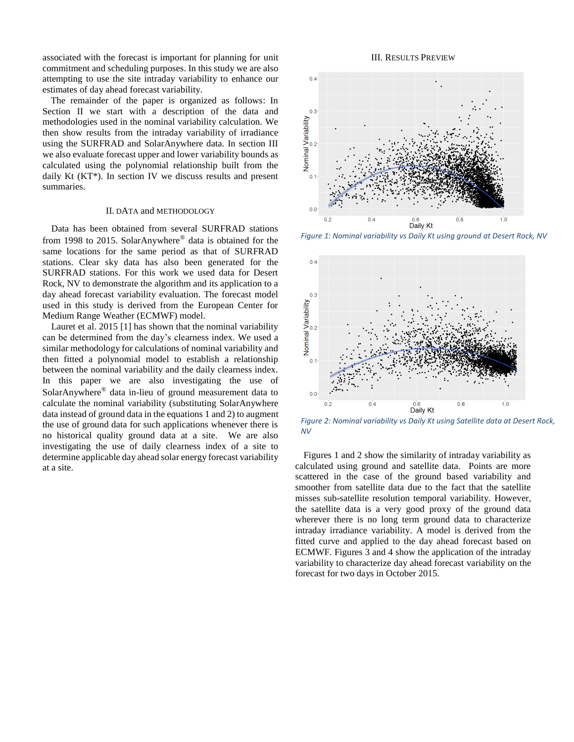associated with the forecast is important for planning for unit commitment and scheduling purposes. In this study we are also attempting to use the site intraday variability to enhance our estimates of day ahead forecast variability.

The remainder of the paper is organized as follows: In Section II we start with a description of the data and methodologies used in the nominal variability calculation. We then show results from the intraday variability of irradiance using the SURFRAD and SolarAnywhere data. In section III we also evaluate forecast upper and lower variability bounds as calculated using the polynomial relationship built from the daily Kt (KT*). In section IV we discuss results and present summaries.

## II. DATA and METHODOLOGY

Data has been obtained from several SURFRAD stations from 1998 to 2015. SolarAnywhere® data is obtained for the same locations for the same period as that of SURFRAD stations. Clear sky data has also been generated for the SURFRAD stations. For this work we used data for Desert Rock, NV to demonstrate the algorithm and its application to a day ahead forecast variability evaluation. The forecast model used in this study is derived from the European Center for Medium Range Weather (ECMWF) model.

Lauret et al. 2015 [1] has shown that the nominal variability can be determined from the day's clearness index. We used a similar methodology for calculations of nominal variability and then fitted a polynomial model to establish a relationship between the nominal variability and the daily clearness index. In this paper we are also investigating the use of SolarAnywhere® data in-lieu of ground measurement data to calculate the nominal variability (substituting SolarAnywhere data instead of ground data in the equations 1 and 2) to augment the use of ground data for such applications whenever there is no historical quality ground data at a site. We are also investigating the use of daily clearness index of a site to determine applicable day ahead solar energy forecast variability at a site.

## III. RESULTS PREVIEW

*Figure 1: Nominal variability vs Daily Kt using ground at Desert Rock, NV*

*Figure 2: Nominal variability vs Daily Kt using Satellite data at Desert Rock, NV*

Figures 1 and 2 show the similarity of intraday variability as calculated using ground and satellite data. Points are more scattered in the case of the ground based variability and smoother from satellite data due to the fact that the satellite misses sub-satellite resolution temporal variability. However, the satellite data is a very good proxy of the ground data wherever there is no long term ground data to characterize intraday irradiance variability. A model is derived from the fitted curve and applied to the day ahead forecast based on ECMWF. Figures 3 and 4 show the application of the intraday variability to characterize day ahead forecast variability on the forecast for two days in October 2015.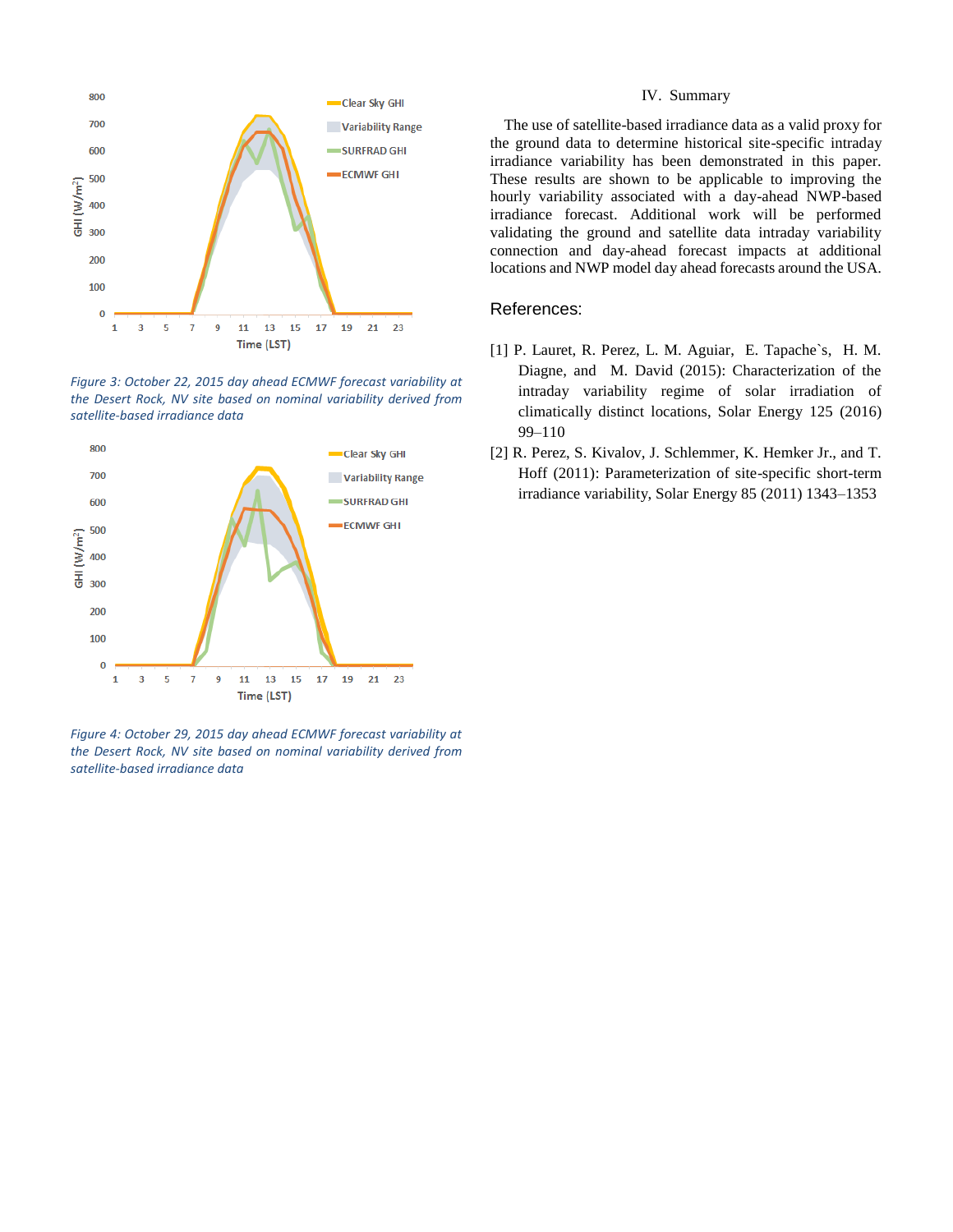800
700
600
500
400
300
200
100
0

GHI (W/m$^2$)

1 3 5 7 9 11 13 15 17 19 21 23

Time (LST)

Clear Sky GHI
Variability Range
SURFRAD GHI
ECMWF GHI

*Figure 3: October 22, 2015 day ahead ECMWF forecast variability at the Desert Rock, NV site based on nominal variability derived from satellite-based irradiance data*

800
700
600
500
400
300
200
100
0

GHI (W/m$^2$)

1 3 5 7 9 11 13 15 17 19 21 23

Time (LST)

Clear Sky GHI
Variability Range
SURFRAD GHI
ECMWF GHI

*Figure 4: October 29, 2015 day ahead ECMWF forecast variability at the Desert Rock, NV site based on nominal variability derived from satellite-based irradiance data*

## IV. Summary

The use of satellite-based irradiance data as a valid proxy for the ground data to determine historical site-specific intraday irradiance variability has been demonstrated in this paper. These results are shown to be applicable to improving the hourly variability associated with a day-ahead NWP-based irradiance forecast. Additional work will be performed validating the ground and satellite data intraday variability connection and day-ahead forecast impacts at additional locations and NWP model day ahead forecasts around the USA.

## References:

[1] P. Lauret, R. Perez, L. M. Aguiar, E. Tapache`s, H. M. Diagne, and M. David (2015): Characterization of the intraday variability regime of solar irradiation of climatically distinct locations, Solar Energy 125 (2016) 99–110

[2] R. Perez, S. Kivalov, J. Schlemmer, K. Hemker Jr., and T. Hoff (2011): Parameterization of site-specific short-term irradiance variability, Solar Energy 85 (2011) 1343–1353